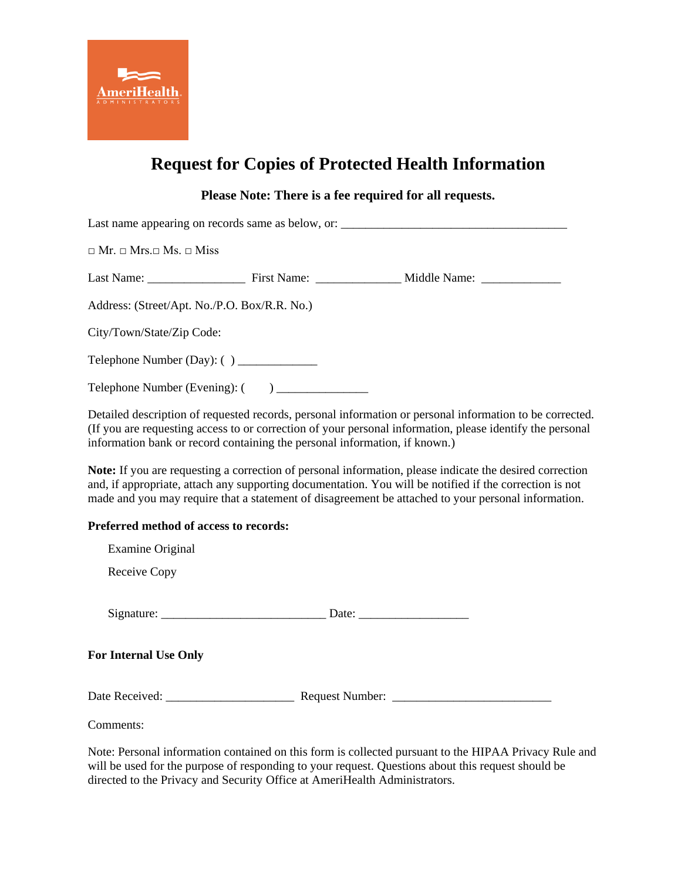AmeriHealth ADMINISTRATORS

# Request for Copies of Protected Health Information

**Please Note: There is a fee required for all requests.**

Last name appearing on records same as below, or: _____________________________________

□ Mr. □ Mrs.□ Ms. □ Miss

Last Name: ________________ First Name: ______________ Middle Name: _____________

Address: (Street/Apt. No./P.O. Box/R.R. No.)

City/Town/State/Zip Code:

Telephone Number (Day): ( ) _____________

Telephone Number (Evening): ( ) _______________

Detailed description of requested records, personal information or personal information to be corrected. (If you are requesting access to or correction of your personal information, please identify the personal information bank or record containing the personal information, if known.)

**Note:** If you are requesting a correction of personal information, please indicate the desired correction and, if appropriate, attach any supporting documentation. You will be notified if the correction is not made and you may require that a statement of disagreement be attached to your personal information.

**Preferred method of access to records:**

Examine Original

Receive Copy

Signature: ___________________________ Date: __________________

**For Internal Use Only**

Date Received: _____________________ Request Number: __________________________

Comments:

Note: Personal information contained on this form is collected pursuant to the HIPAA Privacy Rule and will be used for the purpose of responding to your request. Questions about this request should be directed to the Privacy and Security Office at AmeriHealth Administrators.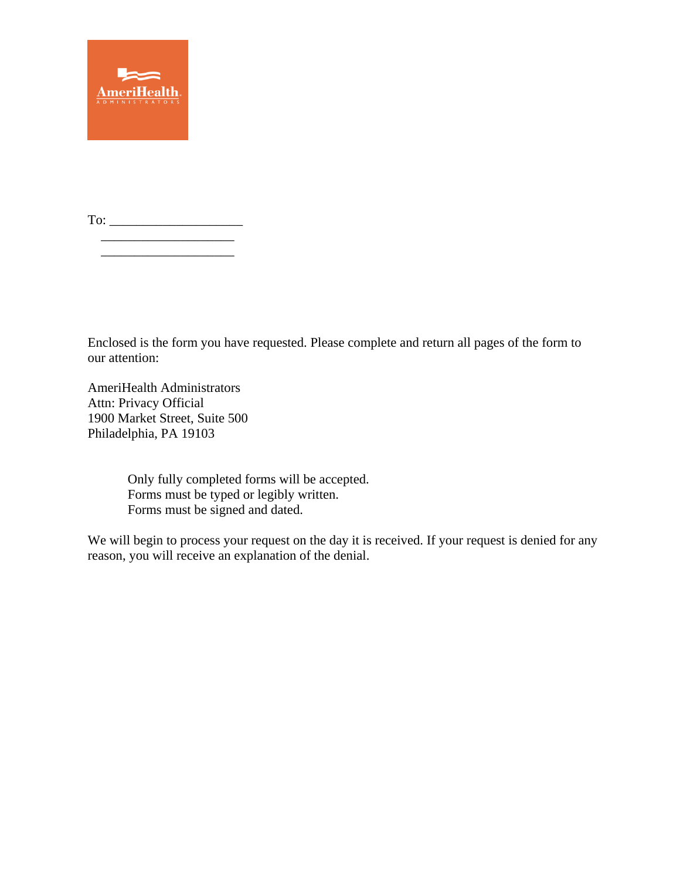AmeriHealth
ADMINISTRATORS

To: ____________________
____________________
____________________

Enclosed is the form you have requested. Please complete and return all pages of the form to our attention:

AmeriHealth Administrators
Attn: Privacy Official
1900 Market Street, Suite 500
Philadelphia, PA 19103

Only fully completed forms will be accepted.
Forms must be typed or legibly written.
Forms must be signed and dated.

We will begin to process your request on the day it is received. If your request is denied for any reason, you will receive an explanation of the denial.